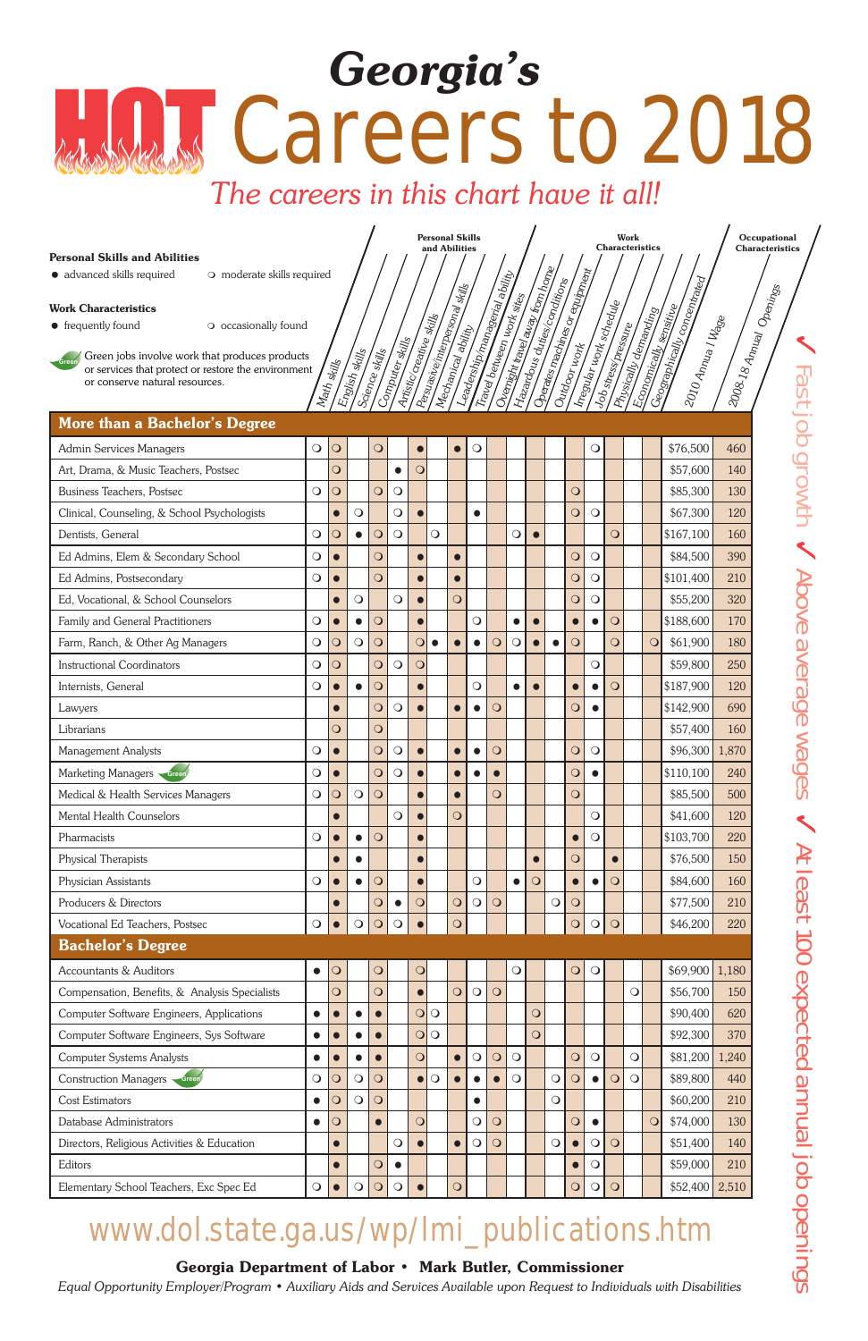# Georgia's HOT Careers to 2018

*The careers in this chart have it all!*

**Personal Skills and Abilities**
- ● advanced skills required
- ○ moderate skills required

**Work Characteristics**
- ● frequently found
- ○ occasionally found

(Green) Green jobs involve work that produces products or services that protect or restore the environment or conserve natural resources.

✓ Fast job growth ✓ Above average wages ✓ At least 100 expected annual job openings

| Occupation | Math skills | English skills | Science skills | Computer skills | Artistic/creative skills | Persuasive/interpersonal skills | Mechanical ability | Leadership/managerial ability | Travel between work sites | Overnight travel/away from home | Hazardous duties/conditions | Operates machines or equipment | Outdoor work | Irregular work schedule | Job stress/pressure | Physically demanding | Economically sensitive | Geographically concentrated | 2010 Annual Wage | 2008-18 Annual Openings |
|---|---|---|---|---|---|---|---|---|---|---|---|---|---|---|---|---|---|---|---|---|
| | **Personal Skills and Abilities** | | | | | | | | **Work Characteristics** | | | | | | | | | | **Occupational Characteristics** | |
| **More than a Bachelor's Degree** | | | | | | | | | | | | | | | | | | | | |
| Admin Services Managers | ○ | ○ | | ○ | | ● | | ● | ○ | | | | | | ○ | | | | $76,500 | 460 |
| Art, Drama, & Music Teachers, Postsec | | ○ | | | ● | ○ | | | | | | | | | | | | | $57,600 | 140 |
| Business Teachers, Postsec | ○ | ○ | | ○ | ○ | | | | | | | | | ○ | | | | | $85,300 | 130 |
| Clinical, Counseling, & School Psychologists | | ● | ○ | | ○ | ● | | | ● | | | | | ○ | ○ | | | | $67,300 | 120 |
| Dentists, General | ○ | ○ | ● | ○ | ○ | | ○ | | | | ○ | ● | | | | ○ | | | $167,100 | 160 |
| Ed Admins, Elem & Secondary School | ○ | ● | | ○ | | ● | | ● | | | | | | ○ | ○ | | | | $84,500 | 390 |
| Ed Admins, Postsecondary | ○ | ● | | ○ | | ● | | ● | | | | | | ○ | ○ | | | | $101,400 | 210 |
| Ed, Vocational, & School Counselors | | ● | ○ | | ○ | ● | | ○ | | | | | | ○ | ○ | | | | $55,200 | 320 |
| Family and General Practitioners | ○ | ● | ● | ○ | | ● | | | ○ | | ● | ● | | ● | ● | ○ | | | $188,600 | 170 |
| Farm, Ranch, & Other Ag Managers | ○ | ○ | ○ | ○ | | ○ | ● | ● | ● | ○ | ○ | ● | ● | ○ | | ○ | | ○ | $61,900 | 180 |
| Instructional Coordinators | ○ | ○ | | ○ | ○ | ○ | | | | | | | | | ○ | | | | $59,800 | 250 |
| Internists, General | ○ | ● | ● | ○ | | ● | | | ○ | | ● | ● | | ● | ● | ○ | | | $187,900 | 120 |
| Lawyers | | ● | | ○ | ○ | ● | | ● | ● | ○ | | | | ○ | ● | | | | $142,900 | 690 |
| Librarians | | ○ | | ○ | | | | | | | | | | | | | | | $57,400 | 160 |
| Management Analysts | ○ | ● | | ○ | ○ | ● | | ● | ● | ○ | | | | ○ | ○ | | | | $96,300 | 1,870 |
| Marketing Managers (Green) | ○ | ● | | ○ | ○ | ● | | ● | ● | ● | | | | ○ | ● | | | | $110,100 | 240 |
| Medical & Health Services Managers | ○ | ○ | ○ | ○ | | ● | | ● | | ○ | | | | ○ | | | | | $85,500 | 500 |
| Mental Health Counselors | | ● | | | ○ | ● | | ○ | | | | | | | ○ | | | | $41,600 | 120 |
| Pharmacists | ○ | ● | ● | ○ | | ● | | | | | | | | ● | ○ | | | | $103,700 | 220 |
| Physical Therapists | | ● | ● | | | ● | | | | | | ● | | ○ | | ● | | | $76,500 | 150 |
| Physician Assistants | ○ | ● | ● | ○ | | ● | | | ○ | | ● | ○ | | ● | ● | ○ | | | $84,600 | 160 |
| Producers & Directors | | ● | | ○ | ● | ○ | | ○ | ○ | ○ | | | ○ | ○ | | | | | $77,500 | 210 |
| Vocational Ed Teachers, Postsec | ○ | ● | ○ | ○ | ○ | ● | | ○ | | | | | | ○ | ○ | ○ | | | $46,200 | 220 |
| **Bachelor's Degree** | | | | | | | | | | | | | | | | | | | | |
| Accountants & Auditors | ● | ○ | | ○ | | ○ | | | | | ○ | | | ○ | ○ | | | | $69,900 | 1,180 |
| Compensation, Benefits, & Analysis Specialists | | ○ | | ○ | | ● | | ○ | ○ | ○ | | | | | | | ○ | | $56,700 | 150 |
| Computer Software Engineers, Applications | ● | ● | ● | ● | | ○ | ○ | | | | | ○ | | | | | | | $90,400 | 620 |
| Computer Software Engineers, Sys Software | ● | ● | ● | ● | | ○ | ○ | | | | | ○ | | | | | | | $92,300 | 370 |
| Computer Systems Analysts | ● | ● | ● | ● | | ○ | | ● | ○ | ○ | ○ | | | ○ | ○ | | ○ | | $81,200 | 1,240 |
| Construction Managers (Green) | ○ | ○ | ○ | ○ | | ● | ○ | ● | ● | ● | ○ | | ○ | ○ | ● | ○ | ○ | | $89,800 | 440 |
| Cost Estimators | ● | ○ | ○ | ○ | | | | | ● | | | | ○ | | | | | | $60,200 | 210 |
| Database Administrators | ● | ○ | | ● | | ○ | | | ○ | ○ | | | | ○ | ● | | | ○ | $74,000 | 130 |
| Directors, Religious Activities & Education | | ● | | | ○ | ● | | ● | ○ | ○ | | | ○ | ● | ○ | ○ | | | $51,400 | 140 |
| Editors | | ● | | ○ | ● | | | | | | | | | ● | ○ | | | | $59,000 | 210 |
| Elementary School Teachers, Exc Spec Ed | ○ | ● | ○ | ○ | ○ | ● | | ○ | | | | | | ○ | ○ | ○ | | | $52,400 | 2,510 |

www.dol.state.ga.us/wp/lmi_publications.htm

**Georgia Department of Labor • Mark Butler, Commissioner**

*Equal Opportunity Employer/Program • Auxiliary Aids and Services Available upon Request to Individuals with Disabilities*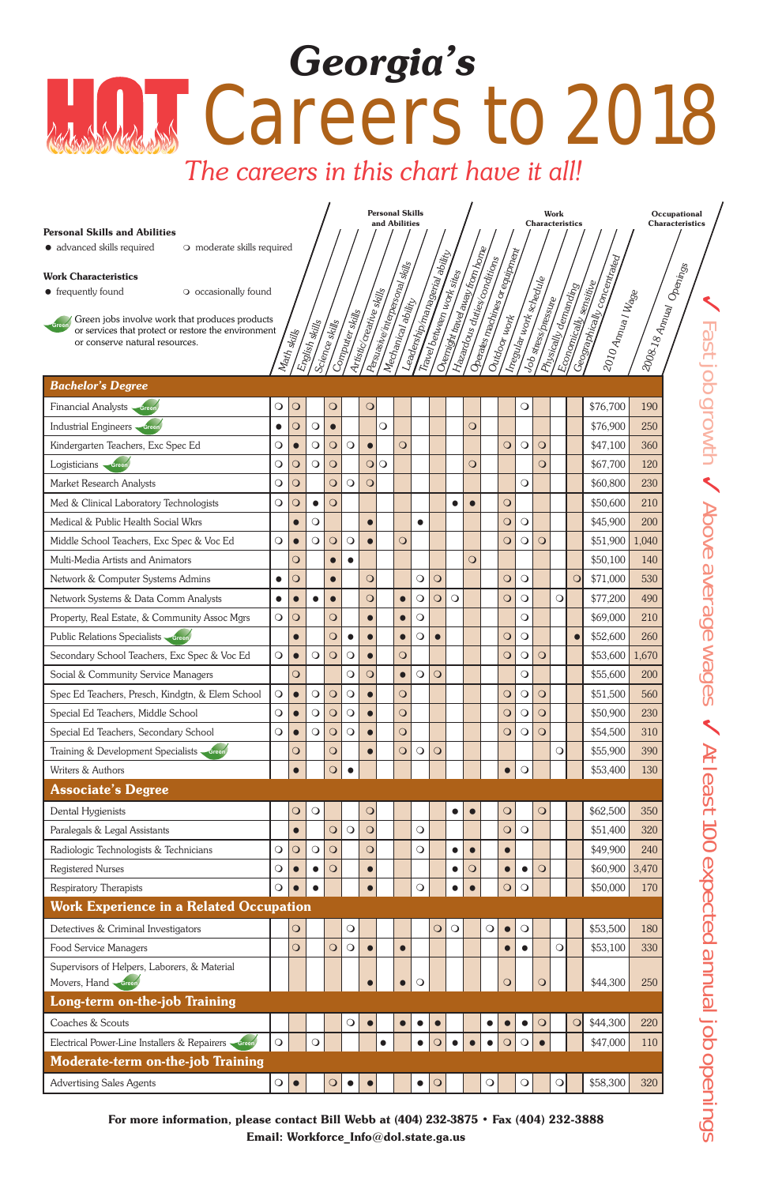# Georgia's HOT Careers to 2018

*The careers in this chart have it all!*

✓ Fast job growth ✓ Above average wages ✓ At least 100 expected annual job openings

**Personal Skills and Abilities**
- ● advanced skills required
- ○ moderate skills required

**Work Characteristics**
- ● frequently found
- ○ occasionally found

Green jobs involve work that produces products or services that protect or restore the environment or conserve natural resources.

| | Personal Skills and Abilities | | | | | | | | Work Characteristics | | | | | | | | | | Occupational Characteristics | |
|---|---|---|---|---|---|---|---|---|---|---|---|---|---|---|---|---|---|---|---|---|
| Occupation | Math skills | English skills | Science skills | Computer skills | Artistic/creative skills | Persuasive/interpersonal skills | Mechanical ability | Leadership/managerial ability | Travel between work sites | Overnight travel away from home | Hazardous duties/conditions | Operates machines or equipment | Outdoor work | Irregular work schedule | Job stress/pressure | Physically demanding | Economically sensitive | Geographically concentrated | 2010 Annual Wage | 2008-18 Annual Openings |
| **Bachelor's Degree** | | | | | | | | | | | | | | | | | | | | |
| Financial Analysts (Green) | ○ | ○ | | ○ | | ○ | | | | | | | | | ○ | | | | $76,700 | 190 |
| Industrial Engineers (Green) | ● | ○ | ○ | ● | | | ○ | | | | | ○ | | | | | | | $76,900 | 250 |
| Kindergarten Teachers, Exc Spec Ed | ○ | ● | ○ | ○ | ○ | ● | | ○ | | | | | | ○ | ○ | ○ | | | $47,100 | 360 |
| Logisticians (Green) | ○ | ○ | ○ | ○ | | ○ | ○ | | | | | ○ | | | | ○ | | | $67,700 | 120 |
| Market Research Analysts | ○ | ○ | | ○ | ○ | ○ | | | | | | | | | ○ | | | | $60,800 | 230 |
| Med & Clinical Laboratory Technologists | ○ | ○ | ● | ○ | | | | | | | ● | ● | | ○ | | | | | $50,600 | 210 |
| Medical & Public Health Social Wkrs | | ● | ○ | | | ● | | | ● | | | | | ○ | ○ | | | | $45,900 | 200 |
| Middle School Teachers, Exc Spec & Voc Ed | ○ | ● | ○ | ○ | ○ | ● | | ○ | | | | | | ○ | ○ | ○ | | | $51,900 | 1,040 |
| Multi-Media Artists and Animators | | ○ | | ● | ● | | | | | | | ○ | | | | | | | $50,100 | 140 |
| Network & Computer Systems Admins | ● | ○ | | ● | | ○ | | | ○ | ○ | | | | ○ | ○ | | | ○ | $71,000 | 530 |
| Network Systems & Data Comm Analysts | ● | ● | ● | ● | | ○ | | ● | ○ | ○ | ○ | | | ○ | ○ | | ○ | | $77,200 | 490 |
| Property, Real Estate, & Community Assoc Mgrs | ○ | ○ | | ○ | | ● | | ● | ○ | | | | | | ○ | | | | $69,000 | 210 |
| Public Relations Specialists (Green) | | ● | | ○ | ● | ● | | ● | ○ | ● | | | | ○ | ○ | | | ● | $52,600 | 260 |
| Secondary School Teachers, Exc Spec & Voc Ed | ○ | ● | ○ | ○ | ○ | ● | | ○ | | | | | | ○ | ○ | ○ | | | $53,600 | 1,670 |
| Social & Community Service Managers | | ○ | | | ○ | ○ | | ● | ○ | ○ | | | | | ○ | | | | $55,600 | 200 |
| Spec Ed Teachers, Presch, Kindgtn, & Elem School | ○ | ● | ○ | ○ | ○ | ● | | ○ | | | | | | ○ | ○ | ○ | | | $51,500 | 560 |
| Special Ed Teachers, Middle School | ○ | ● | ○ | ○ | ○ | ● | | ○ | | | | | | ○ | ○ | ○ | | | $50,900 | 230 |
| Special Ed Teachers, Secondary School | ○ | ● | ○ | ○ | ○ | ● | | ○ | | | | | | ○ | ○ | ○ | | | $54,500 | 310 |
| Training & Development Specialists (Green) | | ○ | | ○ | | ● | | ○ | ○ | ○ | | | | | | | ○ | | $55,900 | 390 |
| Writers & Authors | | ● | | ○ | ● | | | | | | | | | ● | ○ | | | | $53,400 | 130 |
| **Associate's Degree** | | | | | | | | | | | | | | | | | | | | |
| Dental Hygienists | | ○ | ○ | | | ○ | | | | | ● | ● | | ○ | | ○ | | | $62,500 | 350 |
| Paralegals & Legal Assistants | | ● | | ○ | ○ | ○ | | | ○ | | | | | ○ | ○ | | | | $51,400 | 320 |
| Radiologic Technologists & Technicians | ○ | ○ | ○ | ○ | | ○ | | | ○ | | ● | ● | | ● | | | | | $49,900 | 240 |
| Registered Nurses | ○ | ● | ● | ○ | | ● | | | | | ● | ○ | | ● | ● | ○ | | | $60,900 | 3,470 |
| Respiratory Therapists | ○ | ● | ● | | | ● | | | ○ | | ● | ● | | ○ | ○ | | | | $50,000 | 170 |
| **Work Experience in a Related Occupation** | | | | | | | | | | | | | | | | | | | | |
| Detectives & Criminal Investigators | | ○ | | | ○ | | | | | ○ | ○ | | ○ | ● | ○ | | | | $53,500 | 180 |
| Food Service Managers | | ○ | | ○ | ○ | ● | | ● | | | | | | ● | ● | | ○ | | $53,100 | 330 |
| Supervisors of Helpers, Laborers, & Material Movers, Hand (Green) | | | | | | ● | | ● | ○ | | | | | ○ | | ○ | | | $44,300 | 250 |
| **Long-term on-the-job Training** | | | | | | | | | | | | | | | | | | | | |
| Coaches & Scouts | | | | | ○ | ● | | ● | ● | ● | | | ● | ● | ● | ○ | | ○ | $44,300 | 220 |
| Electrical Power-Line Installers & Repairers (Green) | ○ | | ○ | | | | ● | | ● | ○ | ● | ● | ● | ○ | ○ | ● | | | $47,000 | 110 |
| **Moderate-term on-the-job Training** | | | | | | | | | | | | | | | | | | | | |
| Advertising Sales Agents | ○ | ● | | ○ | ● | ● | | | ● | ○ | | | ○ | | ○ | | ○ | | $58,300 | 320 |

**For more information, please contact Bill Webb at (404) 232-3875 • Fax (404) 232-3888**
**Email: Workforce_Info@dol.state.ga.us**